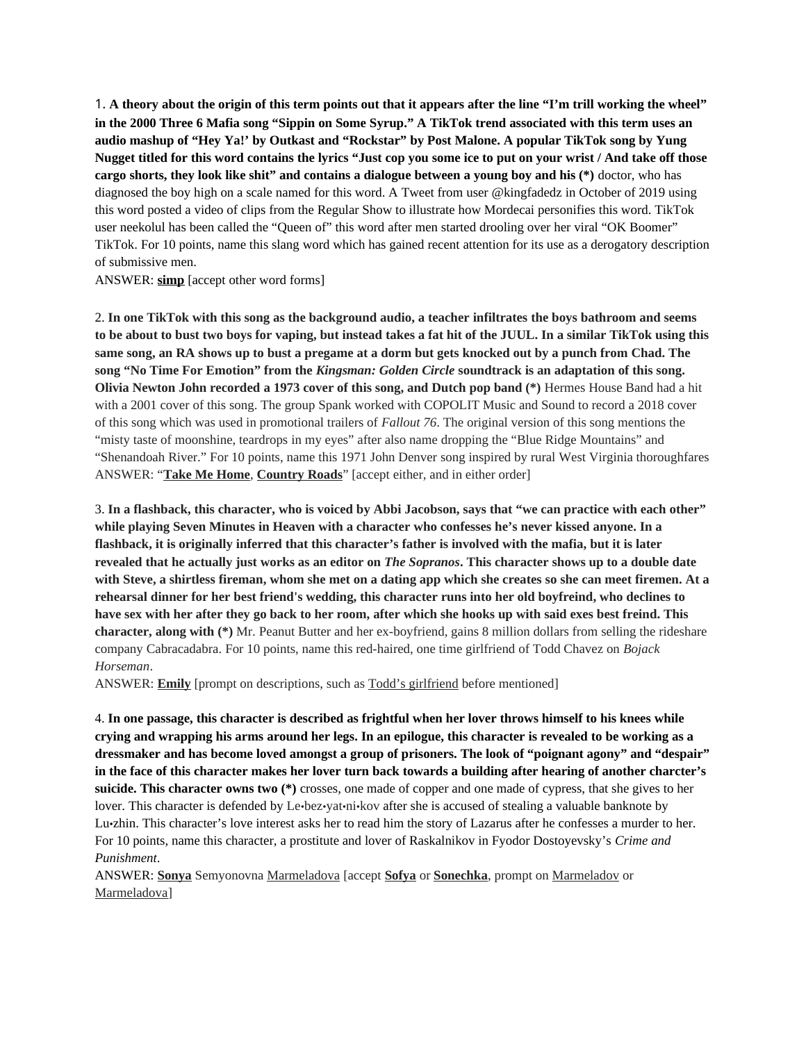1. **A theory about the origin of this term points out that it appears after the line "I'm trill working the wheel" in the 2000 Three 6 Mafia song "Sippin on Some Syrup." A TikTok trend associated with this term uses an audio mashup of "Hey Ya!' by Outkast and "Rockstar" by Post Malone. A popular TikTok song by Yung Nugget titled for this word contains the lyrics "Just cop you some ice to put on your wrist / And take off those cargo shorts, they look like shit" and contains a dialogue between a young boy and his (*)** doctor, who has diagnosed the boy high on a scale named for this word. A Tweet from user @kingfadedz in October of 2019 using this word posted a video of clips from the Regular Show to illustrate how Mordecai personifies this word. TikTok user neekolul has been called the "Queen of" this word after men started drooling over her viral "OK Boomer" TikTok. For 10 points, name this slang word which has gained recent attention for its use as a derogatory description of submissive men.
ANSWER: <u>**simp**</u> [accept other word forms]

2. **In one TikTok with this song as the background audio, a teacher infiltrates the boys bathroom and seems to be about to bust two boys for vaping, but instead takes a fat hit of the JUUL. In a similar TikTok using this same song, an RA shows up to bust a pregame at a dorm but gets knocked out by a punch from Chad. The song "No Time For Emotion" from the *Kingsman: Golden Circle* soundtrack is an adaptation of this song. Olivia Newton John recorded a 1973 cover of this song, and Dutch pop band (*)** Hermes House Band had a hit with a 2001 cover of this song. The group Spank worked with COPOLIT Music and Sound to record a 2018 cover of this song which was used in promotional trailers of *Fallout 76*. The original version of this song mentions the "misty taste of moonshine, teardrops in my eyes" after also name dropping the "Blue Ridge Mountains" and "Shenandoah River." For 10 points, name this 1971 John Denver song inspired by rural West Virginia thoroughfares
ANSWER: "<u>**Take Me Home**</u>, <u>**Country Roads**</u>" [accept either, and in either order]

3. **In a flashback, this character, who is voiced by Abbi Jacobson, says that "we can practice with each other" while playing Seven Minutes in Heaven with a character who confesses he's never kissed anyone. In a flashback, it is originally inferred that this character's father is involved with the mafia, but it is later revealed that he actually just works as an editor on *The Sopranos*. This character shows up to a double date with Steve, a shirtless fireman, whom she met on a dating app which she creates so she can meet firemen. At a rehearsal dinner for her best friend's wedding, this character runs into her old boyfreind, who declines to have sex with her after they go back to her room, after which she hooks up with said exes best freind. This character, along with (*)** Mr. Peanut Butter and her ex-boyfriend, gains 8 million dollars from selling the rideshare company Cabracadabra. For 10 points, name this red-haired, one time girlfriend of Todd Chavez on *Bojack Horseman*.
ANSWER: <u>**Emily**</u> [prompt on descriptions, such as <u>Todd's girlfriend</u> before mentioned]

4. **In one passage, this character is described as frightful when her lover throws himself to his knees while crying and wrapping his arms around her legs. In an epilogue, this character is revealed to be working as a dressmaker and has become loved amongst a group of prisoners. The look of "poignant agony" and "despair" in the face of this character makes her lover turn back towards a building after hearing of another charcter's suicide. This character owns two (*)** crosses, one made of copper and one made of cypress, that she gives to her lover. This character is defended by Le•bez•yat•ni•kov after she is accused of stealing a valuable banknote by Lu•zhin. This character's love interest asks her to read him the story of Lazarus after he confesses a murder to her. For 10 points, name this character, a prostitute and lover of Raskalnikov in Fyodor Dostoyevsky's *Crime and Punishment*.
ANSWER: <u>**Sonya**</u> Semyonovna <u>Marmeladova</u> [accept <u>**Sofya**</u> or <u>**Sonechka**</u>, prompt on <u>Marmeladov</u> or <u>Marmeladova</u>]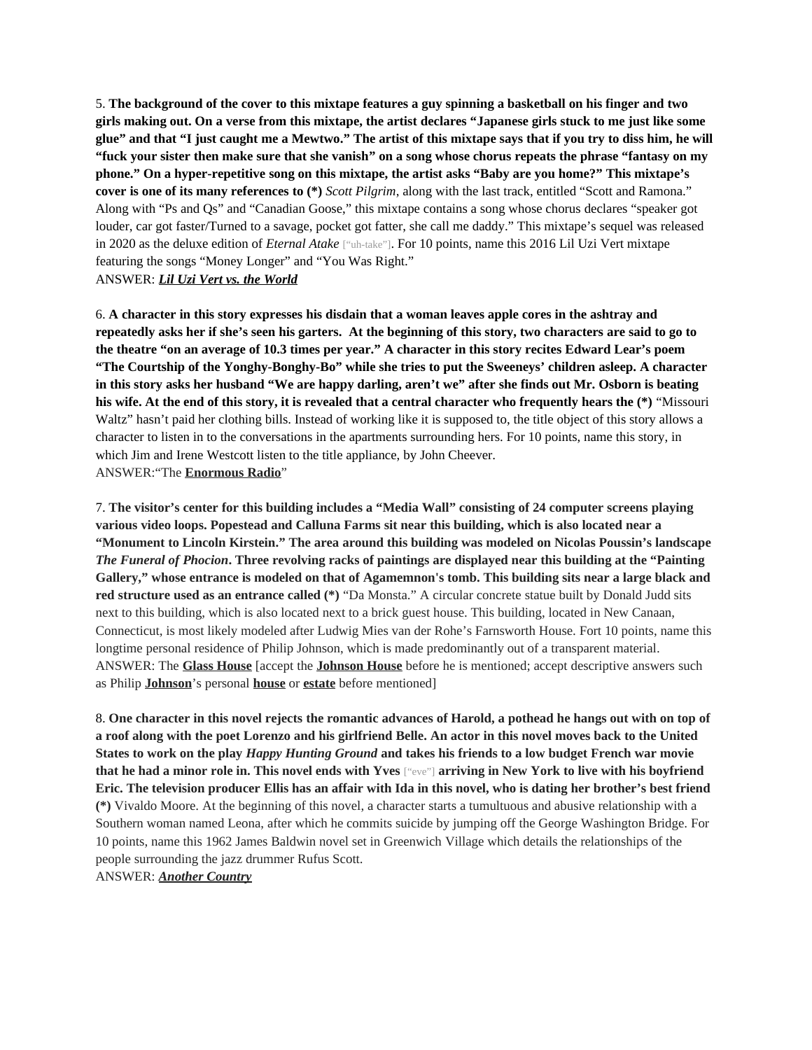5. **The background of the cover to this mixtape features a guy spinning a basketball on his finger and two girls making out. On a verse from this mixtape, the artist declares "Japanese girls stuck to me just like some glue" and that "I just caught me a Mewtwo." The artist of this mixtape says that if you try to diss him, he will "fuck your sister then make sure that she vanish" on a song whose chorus repeats the phrase "fantasy on my phone." On a hyper-repetitive song on this mixtape, the artist asks "Baby are you home?" This mixtape's cover is one of its many references to (\*)** *Scott Pilgrim*, along with the last track, entitled "Scott and Ramona." Along with "Ps and Qs" and "Canadian Goose," this mixtape contains a song whose chorus declares "speaker got louder, car got faster/Turned to a savage, pocket got fatter, she call me daddy." This mixtape's sequel was released in 2020 as the deluxe edition of *Eternal Atake* ["uh-take"]. For 10 points, name this 2016 Lil Uzi Vert mixtape featuring the songs "Money Longer" and "You Was Right."
ANSWER: ***Lil Uzi Vert vs. the World***

6. **A character in this story expresses his disdain that a woman leaves apple cores in the ashtray and repeatedly asks her if she's seen his garters. At the beginning of this story, two characters are said to go to the theatre "on an average of 10.3 times per year." A character in this story recites Edward Lear's poem "The Courtship of the Yonghy-Bonghy-Bo" while she tries to put the Sweeneys' children asleep. A character in this story asks her husband "We are happy darling, aren't we" after she finds out Mr. Osborn is beating his wife. At the end of this story, it is revealed that a central character who frequently hears the (\*)** "Missouri Waltz" hasn't paid her clothing bills. Instead of working like it is supposed to, the title object of this story allows a character to listen in to the conversations in the apartments surrounding hers. For 10 points, name this story, in which Jim and Irene Westcott listen to the title appliance, by John Cheever.
ANSWER:"The **Enormous Radio**"

7. **The visitor's center for this building includes a "Media Wall" consisting of 24 computer screens playing various video loops. Popestead and Calluna Farms sit near this building, which is also located near a "Monument to Lincoln Kirstein." The area around this building was modeled on Nicolas Poussin's landscape *The Funeral of Phocion*. Three revolving racks of paintings are displayed near this building at the "Painting Gallery," whose entrance is modeled on that of Agamemnon's tomb. This building sits near a large black and red structure used as an entrance called (\*)** "Da Monsta." A circular concrete statue built by Donald Judd sits next to this building, which is also located next to a brick guest house. This building, located in New Canaan, Connecticut, is most likely modeled after Ludwig Mies van der Rohe's Farnsworth House. Fort 10 points, name this longtime personal residence of Philip Johnson, which is made predominantly out of a transparent material.
ANSWER: The **Glass House** [accept the **Johnson House** before he is mentioned; accept descriptive answers such as Philip **Johnson**'s personal **house** or **estate** before mentioned]

8. **One character in this novel rejects the romantic advances of Harold, a pothead he hangs out with on top of a roof along with the poet Lorenzo and his girlfriend Belle. An actor in this novel moves back to the United States to work on the play *Happy Hunting Ground* and takes his friends to a low budget French war movie that he had a minor role in. This novel ends with Yves** ["eve"] **arriving in New York to live with his boyfriend Eric. The television producer Ellis has an affair with Ida in this novel, who is dating her brother's best friend (\*)** Vivaldo Moore. At the beginning of this novel, a character starts a tumultuous and abusive relationship with a Southern woman named Leona, after which he commits suicide by jumping off the George Washington Bridge. For 10 points, name this 1962 James Baldwin novel set in Greenwich Village which details the relationships of the people surrounding the jazz drummer Rufus Scott.
ANSWER: ***Another Country***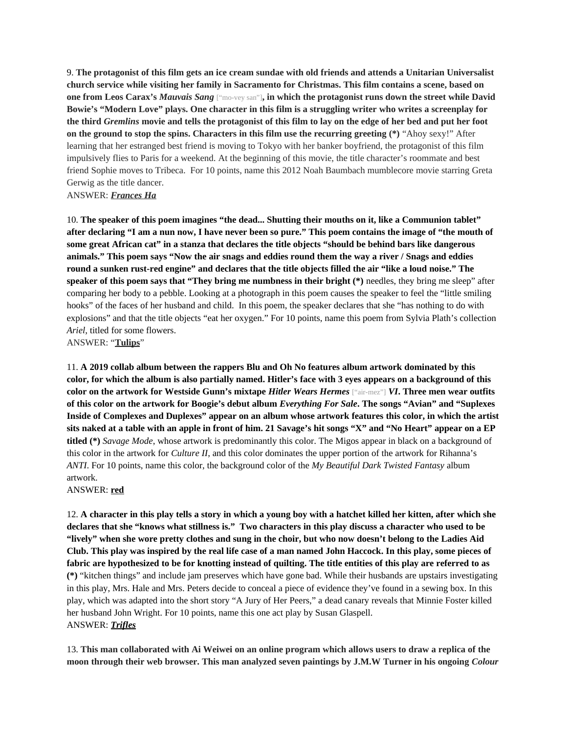9. **The protagonist of this film gets an ice cream sundae with old friends and attends a Unitarian Universalist church service while visiting her family in Sacramento for Christmas. This film contains a scene, based on one from Leos Carax's *Mauvais Sang*** ["mo-vey san"]**, in which the protagonist runs down the street while David Bowie's "Modern Love" plays. One character in this film is a struggling writer who writes a screenplay for the third *Gremlins* movie and tells the protagonist of this film to lay on the edge of her bed and put her foot on the ground to stop the spins. Characters in this film use the recurring greeting (*)** "Ahoy sexy!" After learning that her estranged best friend is moving to Tokyo with her banker boyfriend, the protagonist of this film impulsively flies to Paris for a weekend. At the beginning of this movie, the title character's roommate and best friend Sophie moves to Tribeca. For 10 points, name this 2012 Noah Baumbach mumblecore movie starring Greta Gerwig as the title dancer.
ANSWER: ***Frances Ha***

10. **The speaker of this poem imagines "the dead... Shutting their mouths on it, like a Communion tablet" after declaring "I am a nun now, I have never been so pure." This poem contains the image of "the mouth of some great African cat" in a stanza that declares the title objects "should be behind bars like dangerous animals." This poem says "Now the air snags and eddies round them the way a river / Snags and eddies round a sunken rust-red engine" and declares that the title objects filled the air "like a loud noise." The speaker of this poem says that "They bring me numbness in their bright (*)** needles, they bring me sleep" after comparing her body to a pebble. Looking at a photograph in this poem causes the speaker to feel the "little smiling hooks" of the faces of her husband and child. In this poem, the speaker declares that she "has nothing to do with explosions" and that the title objects "eat her oxygen." For 10 points, name this poem from Sylvia Plath's collection *Ariel*, titled for some flowers.
ANSWER: "**Tulips**"

11. **A 2019 collab album between the rappers Blu and Oh No features album artwork dominated by this color, for which the album is also partially named. Hitler's face with 3 eyes appears on a background of this color on the artwork for Westside Gunn's mixtape *Hitler Wears Hermes*** ["air-mez"] ***VI*. Three men wear outfits of this color on the artwork for Boogie's debut album *Everything For Sale*. The songs "Avian" and "Suplexes Inside of Complexes and Duplexes" appear on an album whose artwork features this color, in which the artist sits naked at a table with an apple in front of him. 21 Savage's hit songs "X" and "No Heart" appear on a EP titled (*)** *Savage Mode*, whose artwork is predominantly this color. The Migos appear in black on a background of this color in the artwork for *Culture II*, and this color dominates the upper portion of the artwork for Rihanna's *ANTI*. For 10 points, name this color, the background color of the *My Beautiful Dark Twisted Fantasy* album artwork.
ANSWER: **red**

12. **A character in this play tells a story in which a young boy with a hatchet killed her kitten, after which she declares that she "knows what stillness is." Two characters in this play discuss a character who used to be "lively" when she wore pretty clothes and sung in the choir, but who now doesn't belong to the Ladies Aid Club. This play was inspired by the real life case of a man named John Haccock. In this play, some pieces of fabric are hypothesized to be for knotting instead of quilting. The title entities of this play are referred to as (*)** "kitchen things" and include jam preserves which have gone bad. While their husbands are upstairs investigating in this play, Mrs. Hale and Mrs. Peters decide to conceal a piece of evidence they've found in a sewing box. In this play, which was adapted into the short story "A Jury of Her Peers," a dead canary reveals that Minnie Foster killed her husband John Wright. For 10 points, name this one act play by Susan Glaspell.
ANSWER: ***Trifles***

13. **This man collaborated with Ai Weiwei on an online program which allows users to draw a replica of the moon through their web browser. This man analyzed seven paintings by J.M.W Turner in his ongoing *Colour***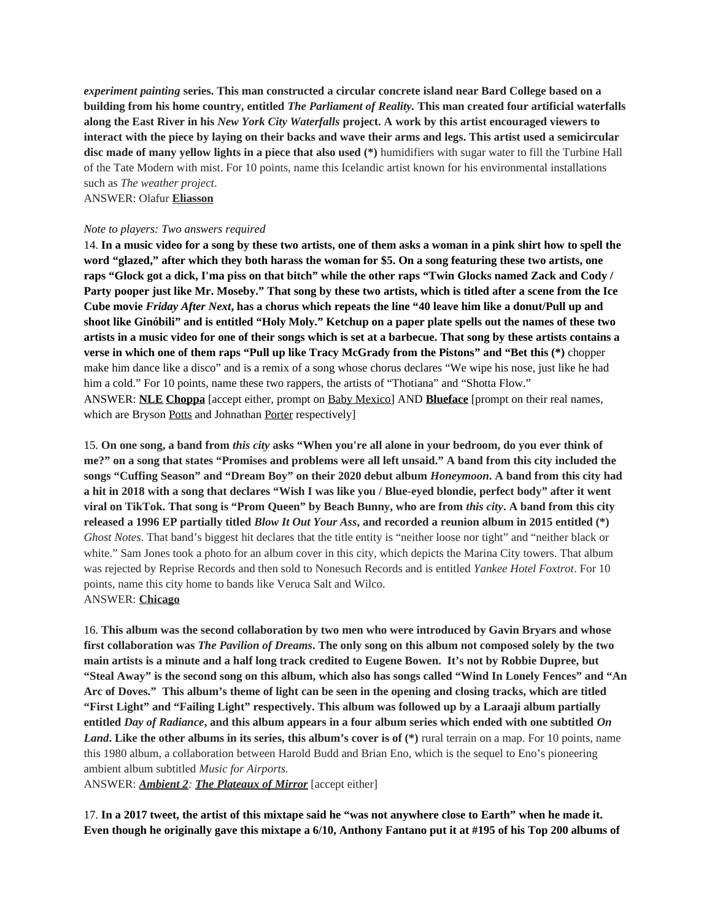***experiment painting* series. This man constructed a circular concrete island near Bard College based on a building from his home country, entitled *The Parliament of Reality.* This man created four artificial waterfalls along the East River in his *New York City Waterfalls* project. A work by this artist encouraged viewers to interact with the piece by laying on their backs and wave their arms and legs. This artist used a semicircular disc made of many yellow lights in a piece that also used (*)** humidifiers with sugar water to fill the Turbine Hall of the Tate Modern with mist. For 10 points, name this Icelandic artist known for his environmental installations such as *The weather project*.
ANSWER: Olafur <u>**Eliasson**</u>

*Note to players: Two answers required*
14. **In a music video for a song by these two artists, one of them asks a woman in a pink shirt how to spell the word "glazed," after which they both harass the woman for $5. On a song featuring these two artists, one raps "Glock got a dick, I'ma piss on that bitch" while the other raps "Twin Glocks named Zack and Cody / Party pooper just like Mr. Moseby." That song by these two artists, which is titled after a scene from the Ice Cube movie *Friday After Next*, has a chorus which repeats the line "40 leave him like a donut/Pull up and shoot like Ginóbili" and is entitled "Holy Moly." Ketchup on a paper plate spells out the names of these two artists in a music video for one of their songs which is set at a barbecue. That song by these artists contains a verse in which one of them raps "Pull up like Tracy McGrady from the Pistons" and "Bet this (*)** chopper make him dance like a disco" and is a remix of a song whose chorus declares "We wipe his nose, just like he had him a cold." For 10 points, name these two rappers, the artists of "Thotiana" and "Shotta Flow."
ANSWER: <u>**NLE**</u> <u>**Choppa**</u> [accept either, prompt on <u>Baby Mexico</u>] AND <u>**Blueface**</u> [prompt on their real names, which are Bryson <u>Potts</u> and Johnathan <u>Porter</u> respectively]

15. **On one song, a band from *this city* asks "When you're all alone in your bedroom, do you ever think of me?" on a song that states "Promises and problems were all left unsaid." A band from this city included the songs "Cuffing Season" and "Dream Boy" on their 2020 debut album *Honeymoon*. A band from this city had a hit in 2018 with a song that declares "Wish I was like you / Blue-eyed blondie, perfect body" after it went viral on TikTok. That song is "Prom Queen" by Beach Bunny, who are from *this city*. A band from this city released a 1996 EP partially titled *Blow It Out Your Ass*, and recorded a reunion album in 2015 entitled (*)** *Ghost Notes*. That band's biggest hit declares that the title entity is "neither loose nor tight" and "neither black or white." Sam Jones took a photo for an album cover in this city, which depicts the Marina City towers. That album was rejected by Reprise Records and then sold to Nonesuch Records and is entitled *Yankee Hotel Foxtrot*. For 10 points, name this city home to bands like Veruca Salt and Wilco.
ANSWER: <u>**Chicago**</u>

16. **This album was the second collaboration by two men who were introduced by Gavin Bryars and whose first collaboration was *The Pavilion of Dreams*. The only song on this album not composed solely by the two main artists is a minute and a half long track credited to Eugene Bowen. It's not by Robbie Dupree, but "Steal Away" is the second song on this album, which also has songs called "Wind In Lonely Fences" and "An Arc of Doves." This album's theme of light can be seen in the opening and closing tracks, which are titled "First Light" and "Failing Light" respectively. This album was followed up by a Laraaji album partially entitled *Day of Radiance*, and this album appears in a four album series which ended with one subtitled *On Land*. Like the other albums in its series, this album's cover is of (*)** rural terrain on a map. For 10 points, name this 1980 album, a collaboration between Harold Budd and Brian Eno, which is the sequel to Eno's pioneering ambient album subtitled *Music for Airports.*
ANSWER: <u>***Ambient 2***</u>*:* <u>***The Plateaux of Mirror***</u> [accept either]

17. **In a 2017 tweet, the artist of this mixtape said he "was not anywhere close to Earth" when he made it. Even though he originally gave this mixtape a 6/10, Anthony Fantano put it at #195 of his Top 200 albums of**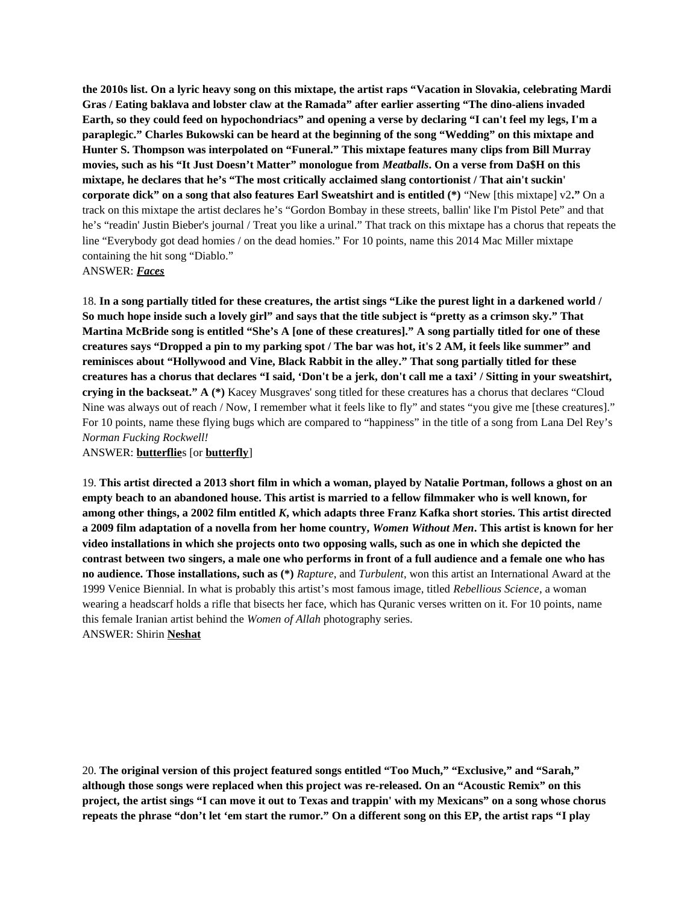**the 2010s list. On a lyric heavy song on this mixtape, the artist raps "Vacation in Slovakia, celebrating Mardi Gras / Eating baklava and lobster claw at the Ramada" after earlier asserting "The dino-aliens invaded Earth, so they could feed on hypochondriacs" and opening a verse by declaring "I can't feel my legs, I'm a paraplegic." Charles Bukowski can be heard at the beginning of the song "Wedding" on this mixtape and Hunter S. Thompson was interpolated on "Funeral." This mixtape features many clips from Bill Murray movies, such as his "It Just Doesn't Matter" monologue from *Meatballs*. On a verse from Da$H on this mixtape, he declares that he's "The most critically acclaimed slang contortionist / That ain't suckin' corporate dick" on a song that also features Earl Sweatshirt and is entitled (*)** "New [this mixtape] v2**."** On a track on this mixtape the artist declares he's "Gordon Bombay in these streets, ballin' like I'm Pistol Pete" and that he's "readin' Justin Bieber's journal / Treat you like a urinal." That track on this mixtape has a chorus that repeats the line "Everybody got dead homies / on the dead homies." For 10 points, name this 2014 Mac Miller mixtape containing the hit song "Diablo."

ANSWER: ***Faces***

18. **In a song partially titled for these creatures, the artist sings "Like the purest light in a darkened world / So much hope inside such a lovely girl" and says that the title subject is "pretty as a crimson sky." That Martina McBride song is entitled "She's A [one of these creatures]." A song partially titled for one of these creatures says "Dropped a pin to my parking spot / The bar was hot, it's 2 AM, it feels like summer" and reminisces about "Hollywood and Vine, Black Rabbit in the alley." That song partially titled for these creatures has a chorus that declares "I said, 'Don't be a jerk, don't call me a taxi' / Sitting in your sweatshirt, crying in the backseat." A (*)** Kacey Musgraves' song titled for these creatures has a chorus that declares "Cloud Nine was always out of reach / Now, I remember what it feels like to fly" and states "you give me [these creatures]." For 10 points, name these flying bugs which are compared to "happiness" in the title of a song from Lana Del Rey's *Norman Fucking Rockwell!*

ANSWER: **butterflie**s [or **butterfly**]

19. **This artist directed a 2013 short film in which a woman, played by Natalie Portman, follows a ghost on an empty beach to an abandoned house. This artist is married to a fellow filmmaker who is well known, for among other things, a 2002 film entitled *K*, which adapts three Franz Kafka short stories. This artist directed a 2009 film adaptation of a novella from her home country, *Women Without Men*. This artist is known for her video installations in which she projects onto two opposing walls, such as one in which she depicted the contrast between two singers, a male one who performs in front of a full audience and a female one who has no audience. Those installations, such as (*)** *Rapture,* and *Turbulent,* won this artist an International Award at the 1999 Venice Biennial. In what is probably this artist's most famous image, titled *Rebellious Science*, a woman wearing a headscarf holds a rifle that bisects her face, which has Quranic verses written on it. For 10 points, name this female Iranian artist behind the *Women of Allah* photography series.

ANSWER: Shirin **Neshat**

20. **The original version of this project featured songs entitled "Too Much," "Exclusive," and "Sarah," although those songs were replaced when this project was re-released. On an "Acoustic Remix" on this project, the artist sings "I can move it out to Texas and trappin' with my Mexicans" on a song whose chorus repeats the phrase "don't let 'em start the rumor." On a different song on this EP, the artist raps "I play**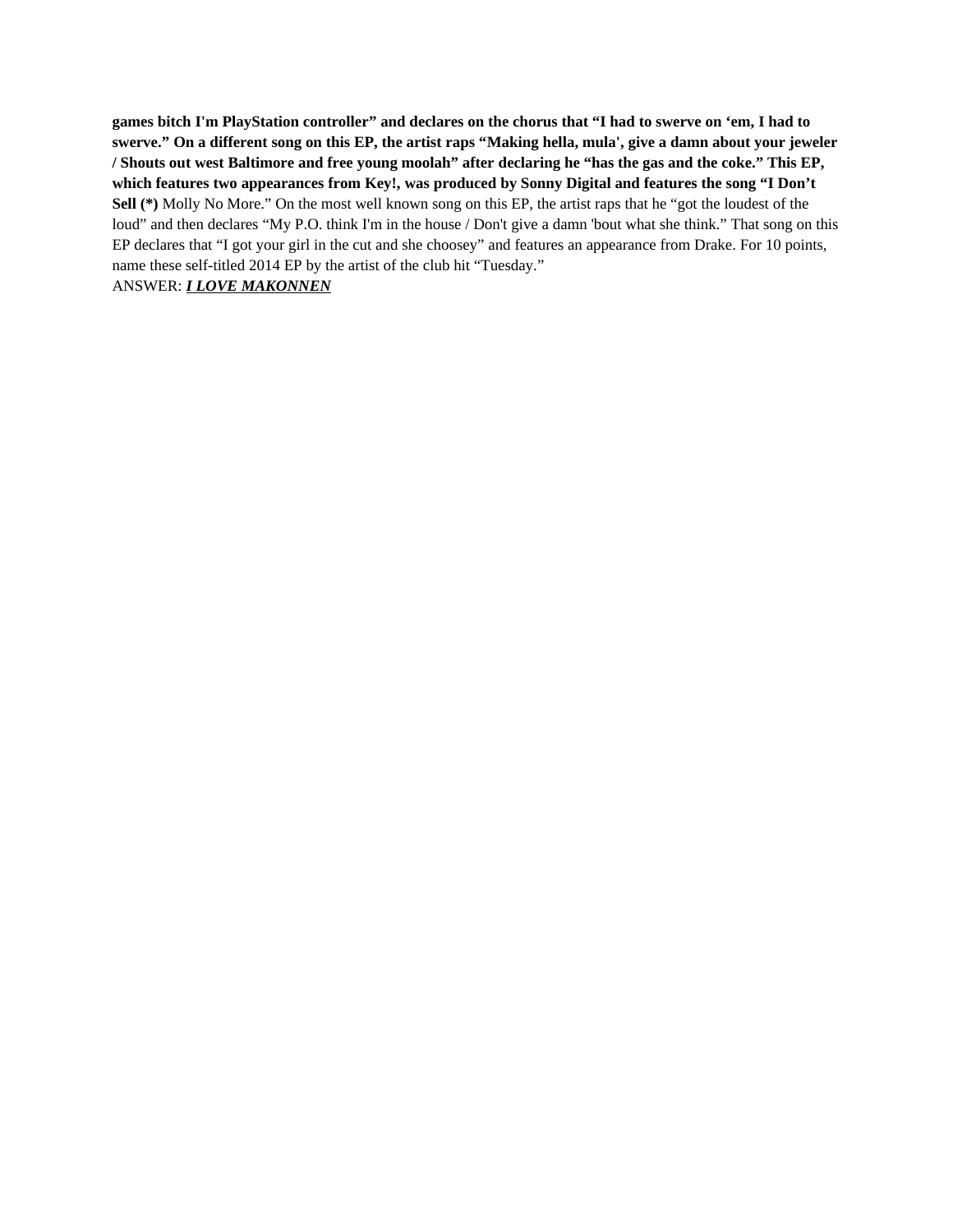**games bitch I'm PlayStation controller" and declares on the chorus that "I had to swerve on 'em, I had to swerve." On a different song on this EP, the artist raps "Making hella, mula', give a damn about your jeweler / Shouts out west Baltimore and free young moolah" after declaring he "has the gas and the coke." This EP, which features two appearances from Key!, was produced by Sonny Digital and features the song "I Don't Sell (*)** Molly No More." On the most well known song on this EP, the artist raps that he "got the loudest of the loud" and then declares "My P.O. think I'm in the house / Don't give a damn 'bout what she think." That song on this EP declares that "I got your girl in the cut and she choosey" and features an appearance from Drake. For 10 points, name these self-titled 2014 EP by the artist of the club hit "Tuesday."

ANSWER: ***<u>I LOVE MAKONNEN</u>***